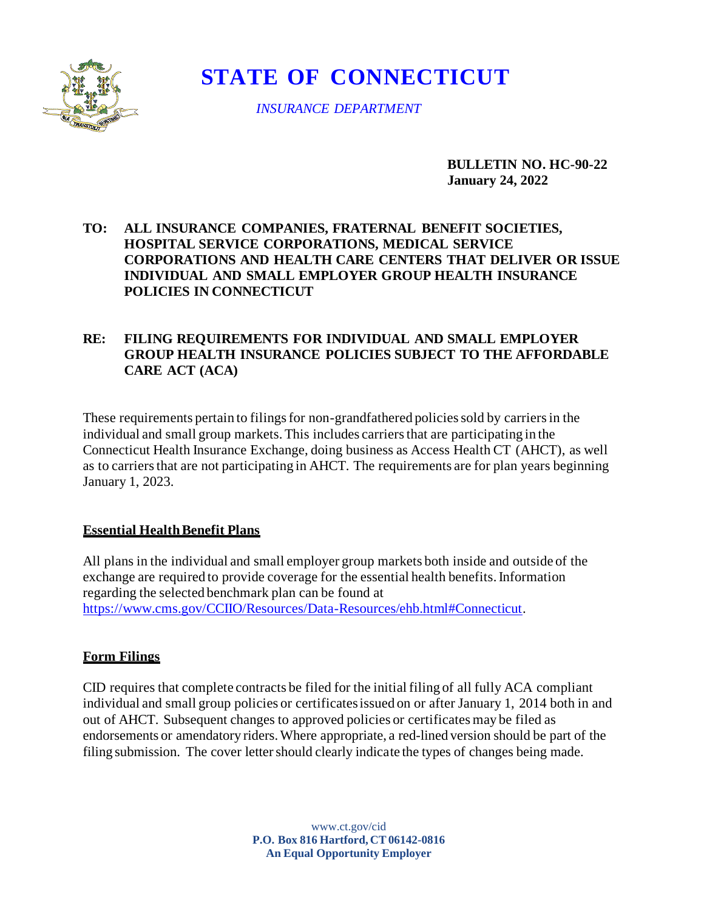# STATE OF CONNECTICUT

*INSURANCE DEPARTMENT*

**BULLETIN NO. HC-90-22**
**January 24, 2022**

**TO: ALL INSURANCE COMPANIES, FRATERNAL BENEFIT SOCIETIES, HOSPITAL SERVICE CORPORATIONS, MEDICAL SERVICE CORPORATIONS AND HEALTH CARE CENTERS THAT DELIVER OR ISSUE INDIVIDUAL AND SMALL EMPLOYER GROUP HEALTH INSURANCE POLICIES IN CONNECTICUT**

**RE: FILING REQUIREMENTS FOR INDIVIDUAL AND SMALL EMPLOYER GROUP HEALTH INSURANCE POLICIES SUBJECT TO THE AFFORDABLE CARE ACT (ACA)**

These requirements pertain to filings for non-grandfathered policies sold by carriers in the individual and small group markets. This includes carriers that are participating in the Connecticut Health Insurance Exchange, doing business as Access Health CT (AHCT), as well as to carriers that are not participating in AHCT. The requirements are for plan years beginning January 1, 2023.

## Essential Health Benefit Plans

All plans in the individual and small employer group markets both inside and outside of the exchange are required to provide coverage for the essential health benefits. Information regarding the selected benchmark plan can be found at https://www.cms.gov/CCIIO/Resources/Data-Resources/ehb.html#Connecticut.

## Form Filings

CID requires that complete contracts be filed for the initial filing of all fully ACA compliant individual and small group policies or certificates issued on or after January 1, 2014 both in and out of AHCT. Subsequent changes to approved policies or certificates may be filed as endorsements or amendatory riders. Where appropriate, a red-lined version should be part of the filing submission. The cover letter should clearly indicate the types of changes being made.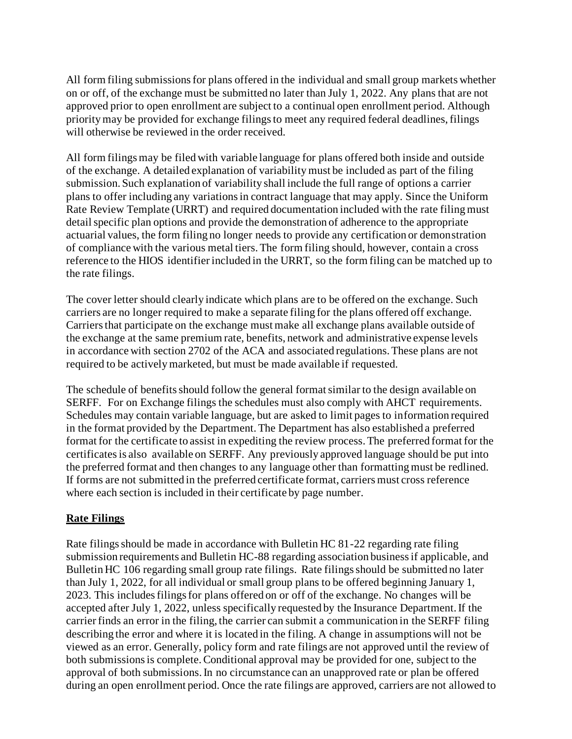All form filing submissions for plans offered in the individual and small group markets whether on or off, of the exchange must be submitted no later than July 1, 2022. Any plans that are not approved prior to open enrollment are subject to a continual open enrollment period. Although priority may be provided for exchange filings to meet any required federal deadlines, filings will otherwise be reviewed in the order received.

All form filings may be filed with variable language for plans offered both inside and outside of the exchange. A detailed explanation of variability must be included as part of the filing submission. Such explanation of variability shall include the full range of options a carrier plans to offer including any variations in contract language that may apply. Since the Uniform Rate Review Template (URRT) and required documentation included with the rate filing must detail specific plan options and provide the demonstration of adherence to the appropriate actuarial values, the form filing no longer needs to provide any certification or demonstration of compliance with the various metal tiers. The form filing should, however, contain a cross reference to the HIOS identifier included in the URRT, so the form filing can be matched up to the rate filings.

The cover letter should clearly indicate which plans are to be offered on the exchange. Such carriers are no longer required to make a separate filing for the plans offered off exchange. Carriers that participate on the exchange must make all exchange plans available outside of the exchange at the same premium rate, benefits, network and administrative expense levels in accordance with section 2702 of the ACA and associated regulations. These plans are not required to be actively marketed, but must be made available if requested.

The schedule of benefits should follow the general format similar to the design available on SERFF. For on Exchange filings the schedules must also comply with AHCT requirements. Schedules may contain variable language, but are asked to limit pages to information required in the format provided by the Department. The Department has also established a preferred format for the certificate to assist in expediting the review process. The preferred format for the certificates is also available on SERFF. Any previously approved language should be put into the preferred format and then changes to any language other than formatting must be redlined. If forms are not submitted in the preferred certificate format, carriers must cross reference where each section is included in their certificate by page number.

**Rate Filings**

Rate filings should be made in accordance with Bulletin HC 81-22 regarding rate filing submission requirements and Bulletin HC-88 regarding association business if applicable, and Bulletin HC 106 regarding small group rate filings. Rate filings should be submitted no later than July 1, 2022, for all individual or small group plans to be offered beginning January 1, 2023. This includes filings for plans offered on or off of the exchange. No changes will be accepted after July 1, 2022, unless specifically requested by the Insurance Department. If the carrier finds an error in the filing, the carrier can submit a communication in the SERFF filing describing the error and where it is located in the filing. A change in assumptions will not be viewed as an error. Generally, policy form and rate filings are not approved until the review of both submissions is complete. Conditional approval may be provided for one, subject to the approval of both submissions. In no circumstance can an unapproved rate or plan be offered during an open enrollment period. Once the rate filings are approved, carriers are not allowed to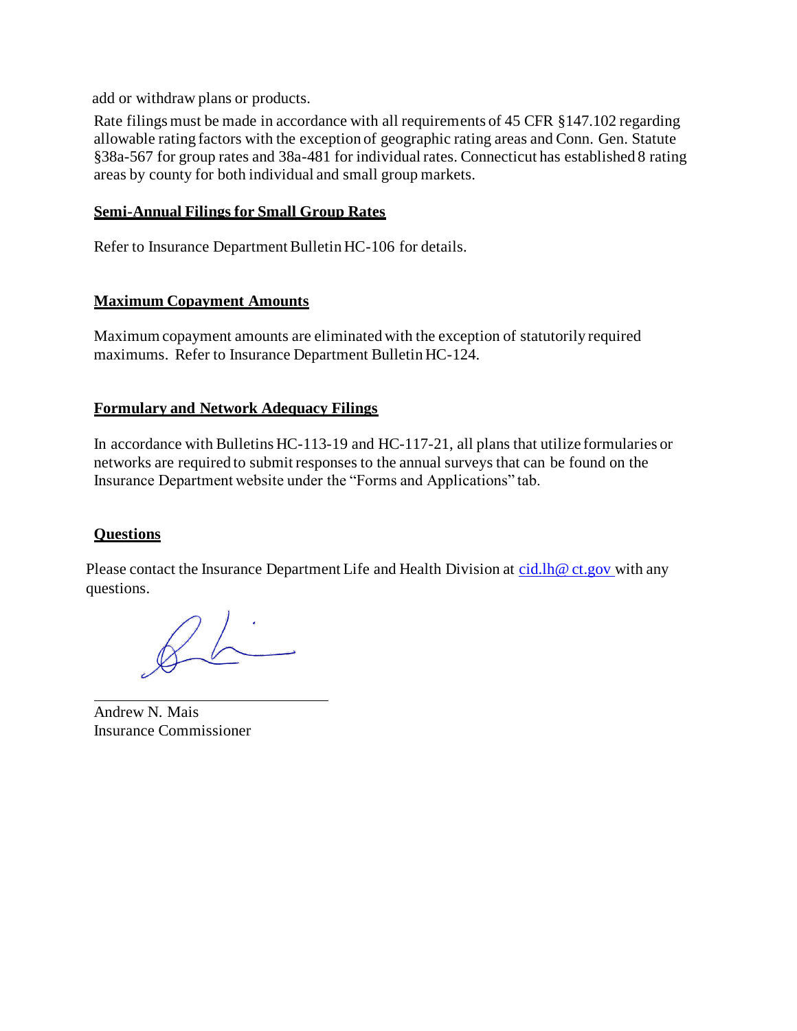add or withdraw plans or products.

Rate filings must be made in accordance with all requirements of 45 CFR §147.102 regarding allowable rating factors with the exception of geographic rating areas and Conn. Gen. Statute §38a-567 for group rates and 38a-481 for individual rates. Connecticut has established 8 rating areas by county for both individual and small group markets.

**Semi-Annual Filings for Small Group Rates**

Refer to Insurance Department Bulletin HC-106 for details.

**Maximum Copayment Amounts**

Maximum copayment amounts are eliminated with the exception of statutorily required maximums. Refer to Insurance Department Bulletin HC-124.

**Formulary and Network Adequacy Filings**

In accordance with Bulletins HC-113-19 and HC-117-21, all plans that utilize formularies or networks are required to submit responses to the annual surveys that can be found on the Insurance Department website under the "Forms and Applications" tab.

**Questions**

Please contact the Insurance Department Life and Health Division at cid.lh@ct.gov with any questions.

Andrew N. Mais
Insurance Commissioner